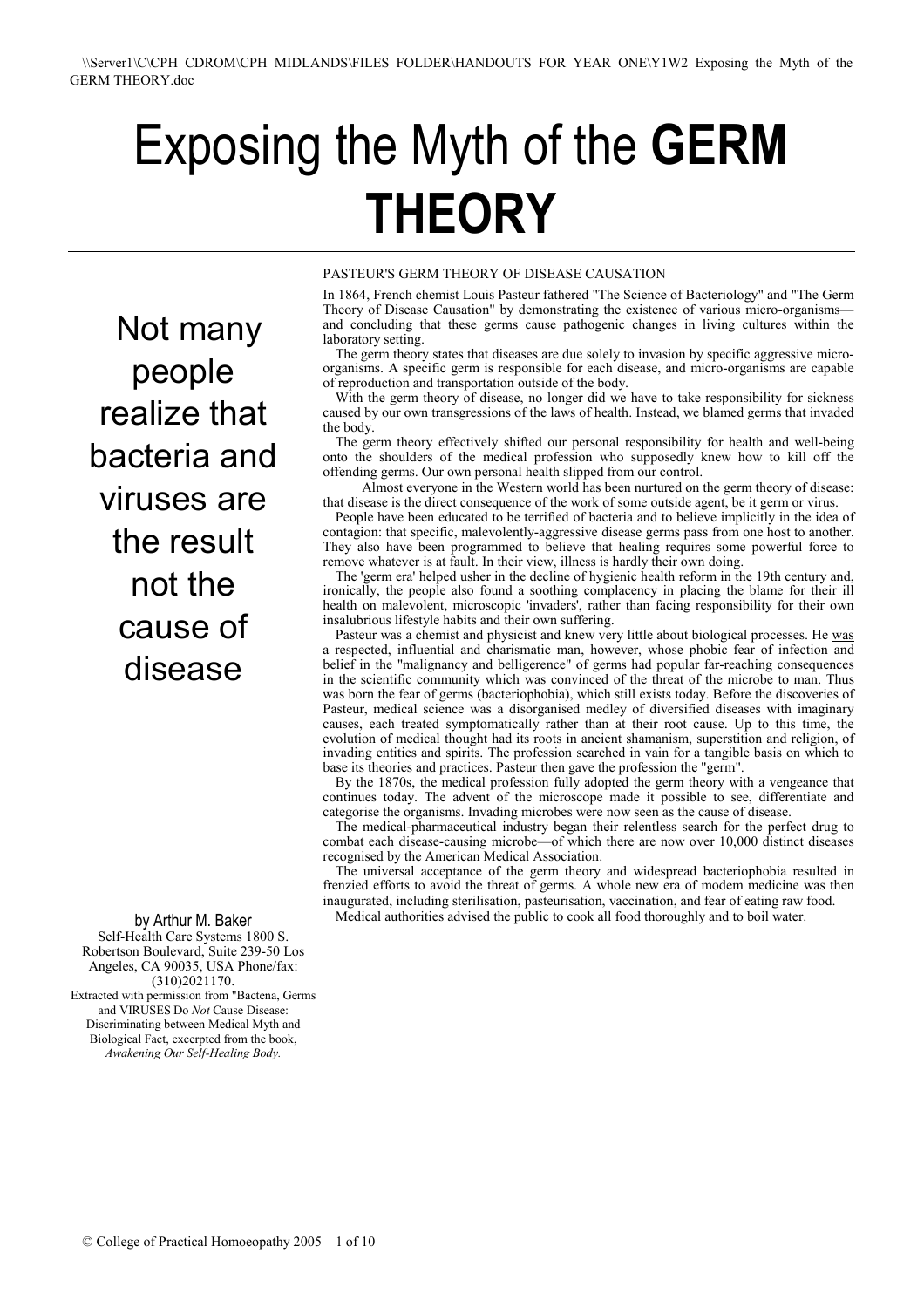# Exposing the Myth of the **GERM THEORY**

Not many people realize that bacteria and viruses are the result not the cause of disease

by Arthur M. Baker

Self-Health Care Systems 1800 S. Robertson Boulevard, Suite 239-50 Los Angeles, CA 90035, USA Phone/fax: (310)2021170.

Extracted with permission from "Bactena, Germs and VIRUSES Do *Not* Cause Disease: Discriminating between Medical Myth and Biological Fact, excerpted from the book, *Awakening Our Self-Healing Body.*

## PASTEUR'S GERM THEORY OF DISEASE CAUSATION

In 1864, French chemist Louis Pasteur fathered "The Science of Bacteriology" and "The Germ Theory of Disease Causation" by demonstrating the existence of various micro-organisms—and concluding that these germs cause pathogenic changes in living cultures within the laboratory setting.

The germ theory states that diseases are due solely to invasion by specific aggressive micro-organisms. A specific germ is responsible for each disease, and micro-organisms are capable of reproduction and transportation outside of the body.

With the germ theory of disease, no longer did we have to take responsibility for sickness caused by our own transgressions of the laws of health. Instead, we blamed germs that invaded the body.

The germ theory effectively shifted our personal responsibility for health and well-being onto the shoulders of the medical profession who supposedly knew how to kill off the offending germs. Our own personal health slipped from our control.

Almost everyone in the Western world has been nurtured on the germ theory of disease: that disease is the direct consequence of the work of some outside agent, be it germ or virus.

People have been educated to be terrified of bacteria and to believe implicitly in the idea of contagion: that specific, malevolently-aggressive disease germs pass from one host to another. They also have been programmed to believe that healing requires some powerful force to remove whatever is at fault. In their view, illness is hardly their own doing.

The 'germ era' helped usher in the decline of hygienic health reform in the 19th century and, ironically, the people also found a soothing complacency in placing the blame for their ill health on malevolent, microscopic 'invaders', rather than facing responsibility for their own insalubrious lifestyle habits and their own suffering.

Pasteur was a chemist and physicist and knew very little about biological processes. He <u>was</u> a respected, influential and charismatic man, however, whose phobic fear of infection and belief in the "malignancy and belligerence" of germs had popular far-reaching consequences in the scientific community which was convinced of the threat of the microbe to man. Thus was born the fear of germs (bacteriophobia), which still exists today. Before the discoveries of Pasteur, medical science was a disorganised medley of diversified diseases with imaginary causes, each treated symptomatically rather than at their root cause. Up to this time, the evolution of medical thought had its roots in ancient shamanism, superstition and religion, of invading entities and spirits. The profession searched in vain for a tangible basis on which to base its theories and practices. Pasteur then gave the profession the "germ".

By the 1870s, the medical profession fully adopted the germ theory with a vengeance that continues today. The advent of the microscope made it possible to see, differentiate and categorise the organisms. Invading microbes were now seen as the cause of disease.

The medical-pharmaceutical industry began their relentless search for the perfect drug to combat each disease-causing microbe—of which there are now over 10,000 distinct diseases recognised by the American Medical Association.

The universal acceptance of the germ theory and widespread bacteriophobia resulted in frenzied efforts to avoid the threat of germs. A whole new era of modem medicine was then inaugurated, including sterilisation, pasteurisation, vaccination, and fear of eating raw food.

Medical authorities advised the public to cook all food thoroughly and to boil water.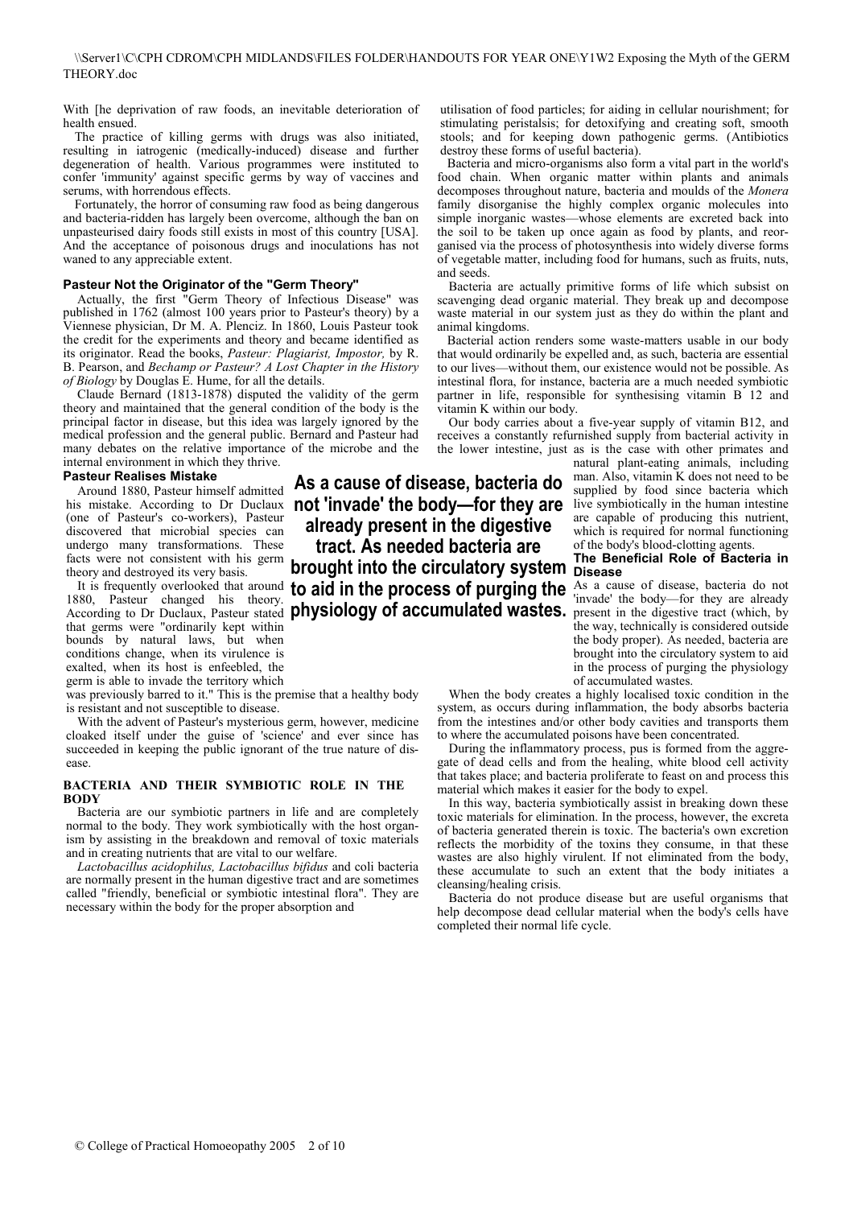With [he deprivation of raw foods, an inevitable deterioration of health ensued.

The practice of killing germs with drugs was also initiated, resulting in iatrogenic (medically-induced) disease and further degeneration of health. Various programmes were instituted to confer 'immunity' against specific germs by way of vaccines and serums, with horrendous effects.

Fortunately, the horror of consuming raw food as being dangerous and bacteria-ridden has largely been overcome, although the ban on unpasteurised dairy foods still exists in most of this country [USA]. And the acceptance of poisonous drugs and inoculations has not waned to any appreciable extent.

### Pasteur Not the Originator of the "Germ Theory"

Actually, the first "Germ Theory of Infectious Disease" was published in 1762 (almost 100 years prior to Pasteur's theory) by a Viennese physician, Dr M. A. Plenciz. In 1860, Louis Pasteur took the credit for the experiments and theory and became identified as its originator. Read the books, *Pasteur: Plagiarist, Impostor,* by R. B. Pearson, and *Bechamp or Pasteur? A Lost Chapter in the History of Biology* by Douglas E. Hume, for all the details.

Claude Bernard (1813-1878) disputed the validity of the germ theory and maintained that the general condition of the body is the principal factor in disease, but this idea was largely ignored by the medical profession and the general public. Bernard and Pasteur had many debates on the relative importance of the microbe and the internal environment in which they thrive.

### Pasteur Realises Mistake

Around 1880, Pasteur himself admitted his mistake. According to Dr Duclaux (one of Pasteur's co-workers), Pasteur discovered that microbial species can undergo many transformations. These facts were not consistent with his germ theory and destroyed its very basis.

It is frequently overlooked that around 1880, Pasteur changed his theory. According to Dr Duclaux, Pasteur stated that germs were "ordinarily kept within bounds by natural laws, but when conditions change, when its virulence is exalted, when its host is enfeebled, the germ is able to invade the territory which was previously barred to it." This is the premise that a healthy body is resistant and not susceptible to disease.

With the advent of Pasteur's mysterious germ, however, medicine cloaked itself under the guise of 'science' and ever since has succeeded in keeping the public ignorant of the true nature of disease.

**As a cause of disease, bacteria do not 'invade' the body—for they are already present in the digestive tract. As needed bacteria are brought into the circulatory system to aid in the process of purging the physiology of accumulated wastes.**

## BACTERIA AND THEIR SYMBIOTIC ROLE IN THE BODY

Bacteria are our symbiotic partners in life and are completely normal to the body. They work symbiotically with the host organism by assisting in the breakdown and removal of toxic materials and in creating nutrients that are vital to our welfare.

*Lactobacillus acidophilus, Lactobacillus bifidus* and coli bacteria are normally present in the human digestive tract and are sometimes called "friendly, beneficial or symbiotic intestinal flora". They are necessary within the body for the proper absorption and utilisation of food particles; for aiding in cellular nourishment; for stimulating peristalsis; for detoxifying and creating soft, smooth stools; and for keeping down pathogenic germs. (Antibiotics destroy these forms of useful bacteria).

Bacteria and micro-organisms also form a vital part in the world's food chain. When organic matter within plants and animals decomposes throughout nature, bacteria and moulds of the *Monera* family disorganise the highly complex organic molecules into simple inorganic wastes—whose elements are excreted back into the soil to be taken up once again as food by plants, and reorganised via the process of photosynthesis into widely diverse forms of vegetable matter, including food for humans, such as fruits, nuts, and seeds.

Bacteria are actually primitive forms of life which subsist on scavenging dead organic material. They break up and decompose waste material in our system just as they do within the plant and animal kingdoms.

Bacterial action renders some waste-matters usable in our body that would ordinarily be expelled and, as such, bacteria are essential to our lives—without them, our existence would not be possible. As intestinal flora, for instance, bacteria are a much needed symbiotic partner in life, responsible for synthesising vitamin B 12 and vitamin K within our body.

Our body carries about a five-year supply of vitamin B12, and receives a constantly refurnished supply from bacterial activity in the lower intestine, just as is the case with other primates and natural plant-eating animals, including man. Also, vitamin K does not need to be supplied by food since bacteria which live symbiotically in the human intestine are capable of producing this nutrient, which is required for normal functioning of the body's blood-clotting agents.

### The Beneficial Role of Bacteria in Disease

As a cause of disease, bacteria do not 'invade' the body—for they are already present in the digestive tract (which, by the way, technically is considered outside the body proper). As needed, bacteria are brought into the circulatory system to aid in the process of purging the physiology of accumulated wastes.

When the body creates a highly localised toxic condition in the system, as occurs during inflammation, the body absorbs bacteria from the intestines and/or other body cavities and transports them to where the accumulated poisons have been concentrated.

During the inflammatory process, pus is formed from the aggregate of dead cells and from the healing, white blood cell activity that takes place; and bacteria proliferate to feast on and process this material which makes it easier for the body to expel.

In this way, bacteria symbiotically assist in breaking down these toxic materials for elimination. In the process, however, the excreta of bacteria generated therein is toxic. The bacteria's own excretion reflects the morbidity of the toxins they consume, in that these wastes are also highly virulent. If not eliminated from the body, these accumulate to such an extent that the body initiates a cleansing/healing crisis.

Bacteria do not produce disease but are useful organisms that help decompose dead cellular material when the body's cells have completed their normal life cycle.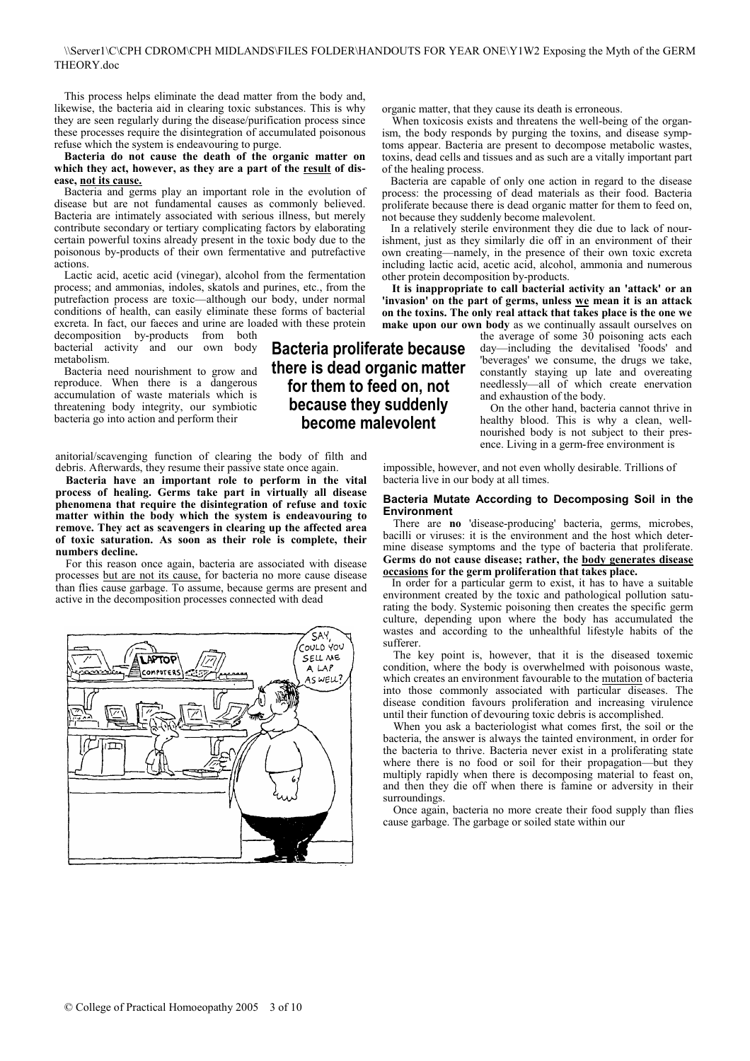This process helps eliminate the dead matter from the body and, likewise, the bacteria aid in clearing toxic substances. This is why they are seen regularly during the disease/purification process since these processes require the disintegration of accumulated poisonous refuse which the system is endeavouring to purge.

**Bacteria do not cause the death of the organic matter on which they act, however, as they are a part of the result of disease, not its cause.**

Bacteria and germs play an important role in the evolution of disease but are not fundamental causes as commonly believed. Bacteria are intimately associated with serious illness, but merely contribute secondary or tertiary complicating factors by elaborating certain powerful toxins already present in the toxic body due to the poisonous by-products of their own fermentative and putrefactive actions.

Lactic acid, acetic acid (vinegar), alcohol from the fermentation process; and ammonias, indoles, skatols and purines, etc., from the putrefaction process are toxic—although our body, under normal conditions of health, can easily eliminate these forms of bacterial excreta. In fact, our faeces and urine are loaded with these protein decomposition by-products from both bacterial activity and our own body metabolism.

Bacteria need nourishment to grow and reproduce. When there is a dangerous accumulation of waste materials which is threatening body integrity, our symbiotic bacteria go into action and perform their anitorial/scavenging function of clearing the body of filth and debris. Afterwards, they resume their passive state once again.

**Bacteria proliferate because there is dead organic matter for them to feed on, not because they suddenly become malevolent**

**Bacteria have an important role to perform in the vital process of healing. Germs take part in virtually all disease phenomena that require the disintegration of refuse and toxic matter within the body which the system is endeavouring to remove. They act as scavengers in clearing up the affected area of toxic saturation. As soon as their role is complete, their numbers decline.**

For this reason once again, bacteria are associated with disease processes but are not its cause, for bacteria no more cause disease than flies cause garbage. To assume, because germs are present and active in the decomposition processes connected with dead organic matter, that they cause its death is erroneous.

When toxicosis exists and threatens the well-being of the organism, the body responds by purging the toxins, and disease symptoms appear. Bacteria are present to decompose metabolic wastes, toxins, dead cells and tissues and as such are a vitally important part of the healing process.

Bacteria are capable of only one action in regard to the disease process: the processing of dead materials as their food. Bacteria proliferate because there is dead organic matter for them to feed on, not because they suddenly become malevolent.

In a relatively sterile environment they die due to lack of nourishment, just as they similarly die off in an environment of their own creating—namely, in the presence of their own toxic excreta including lactic acid, acetic acid, alcohol, ammonia and numerous other protein decomposition by-products.

**It is inappropriate to call bacterial activity an 'attack' or an 'invasion' on the part of germs, unless we mean it is an attack on the toxins. The only real attack that takes place is the one we make upon our own body** as we continually assault ourselves on the average of some 30 poisoning acts each day—including the devitalised 'foods' and 'beverages' we consume, the drugs we take, constantly staying up late and overeating needlessly—all of which create enervation and exhaustion of the body.

On the other hand, bacteria cannot thrive in healthy blood. This is why a clean, well-nourished body is not subject to their presence. Living in a germ-free environment is impossible, however, and not even wholly desirable. Trillions of bacteria live in our body at all times.

### Bacteria Mutate According to Decomposing Soil in the Environment

There are **no** 'disease-producing' bacteria, germs, microbes, bacilli or viruses: it is the environment and the host which determine disease symptoms and the type of bacteria that proliferate. **Germs do not cause disease; rather, the body generates disease occasions for the germ proliferation that takes place.**

In order for a particular germ to exist, it has to have a suitable environment created by the toxic and pathological pollution saturating the body. Systemic poisoning then creates the specific germ culture, depending upon where the body has accumulated the wastes and according to the unhealthful lifestyle habits of the sufferer.

The key point is, however, that it is the diseased toxemic condition, where the body is overwhelmed with poisonous waste, which creates an environment favourable to the mutation of bacteria into those commonly associated with particular diseases. The disease condition favours proliferation and increasing virulence until their function of devouring toxic debris is accomplished.

When you ask a bacteriologist what comes first, the soil or the bacteria, the answer is always the tainted environment, in order for the bacteria to thrive. Bacteria never exist in a proliferating state where there is no food or soil for their propagation—but they multiply rapidly when there is decomposing material to feast on, and then they die off when there is famine or adversity in their surroundings.

Once again, bacteria no more create their food supply than flies cause garbage. The garbage or soiled state within our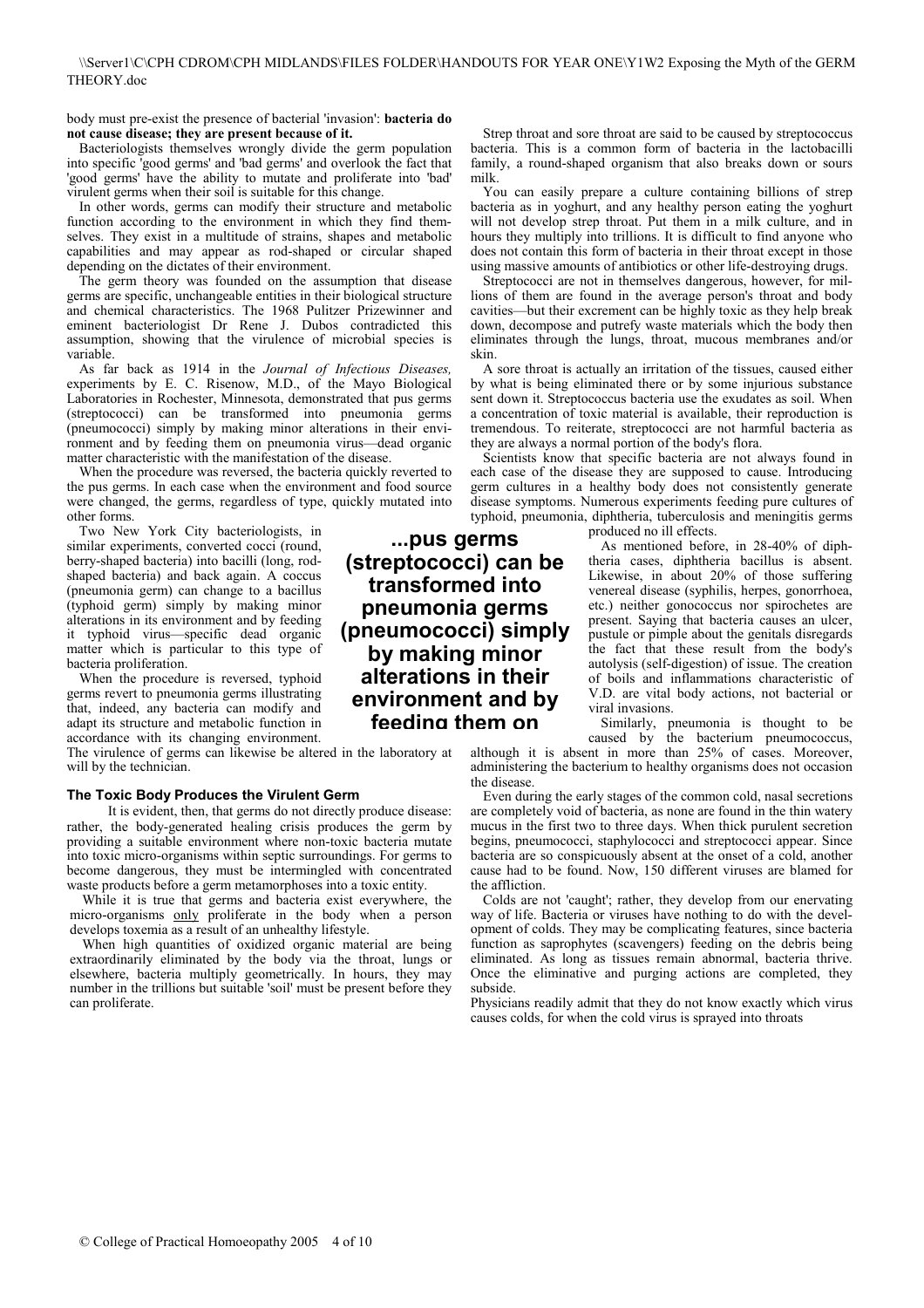body must pre-exist the presence of bacterial 'invasion': **bacteria do not cause disease; they are present because of it.**

Bacteriologists themselves wrongly divide the germ population into specific 'good germs' and 'bad germs' and overlook the fact that 'good germs' have the ability to mutate and proliferate into 'bad' virulent germs when their soil is suitable for this change.

In other words, germs can modify their structure and metabolic function according to the environment in which they find themselves. They exist in a multitude of strains, shapes and metabolic capabilities and may appear as rod-shaped or circular shaped depending on the dictates of their environment.

The germ theory was founded on the assumption that disease germs are specific, unchangeable entities in their biological structure and chemical characteristics. The 1968 Pulitzer Prizewinner and eminent bacteriologist Dr Rene J. Dubos contradicted this assumption, showing that the virulence of microbial species is variable.

As far back as 1914 in the *Journal of Infectious Diseases,* experiments by E. C. Risenow, M.D., of the Mayo Biological Laboratories in Rochester, Minnesota, demonstrated that pus germs (streptococci) can be transformed into pneumonia germs (pneumococci) simply by making minor alterations in their environment and by feeding them on pneumonia virus—dead organic matter characteristic with the manifestation of the disease.

When the procedure was reversed, the bacteria quickly reverted to the pus germs. In each case when the environment and food source were changed, the germs, regardless of type, quickly mutated into other forms.

Two New York City bacteriologists, in similar experiments, converted cocci (round, berry-shaped bacteria) into bacilli (long, rod-shaped bacteria) and back again. A coccus (pneumonia germ) can change to a bacillus (typhoid germ) simply by making minor alterations in its environment and by feeding it typhoid virus—specific dead organic matter which is particular to this type of bacteria proliferation.

When the procedure is reversed, typhoid germs revert to pneumonia germs illustrating that, indeed, any bacteria can modify and adapt its structure and metabolic function in accordance with its changing environment. The virulence of germs can likewise be altered in the laboratory at will by the technician.

**...pus germs (streptococci) can be transformed into pneumonia germs (pneumococci) simply by making minor alterations in their environment and by feeding them on**

### The Toxic Body Produces the Virulent Germ

It is evident, then, that germs do not directly produce disease: rather, the body-generated healing crisis produces the germ by providing a suitable environment where non-toxic bacteria mutate into toxic micro-organisms within septic surroundings. For germs to become dangerous, they must be intermingled with concentrated waste products before a germ metamorphoses into a toxic entity.

While it is true that germs and bacteria exist everywhere, the micro-organisms <u>only</u> proliferate in the body when a person develops toxemia as a result of an unhealthy lifestyle.

When high quantities of oxidized organic material are being extraordinarily eliminated by the body via the throat, lungs or elsewhere, bacteria multiply geometrically. In hours, they may number in the trillions but suitable 'soil' must be present before they can proliferate.

Strep throat and sore throat are said to be caused by streptococcus bacteria. This is a common form of bacteria in the lactobacilli family, a round-shaped organism that also breaks down or sours milk.

You can easily prepare a culture containing billions of strep bacteria as in yoghurt, and any healthy person eating the yoghurt will not develop strep throat. Put them in a milk culture, and in hours they multiply into trillions. It is difficult to find anyone who does not contain this form of bacteria in their throat except in those using massive amounts of antibiotics or other life-destroying drugs.

Streptococci are not in themselves dangerous, however, for millions of them are found in the average person's throat and body cavities—but their excrement can be highly toxic as they help break down, decompose and putrefy waste materials which the body then eliminates through the lungs, throat, mucous membranes and/or skin.

A sore throat is actually an irritation of the tissues, caused either by what is being eliminated there or by some injurious substance sent down it. Streptococcus bacteria use the exudates as soil. When a concentration of toxic material is available, their reproduction is tremendous. To reiterate, streptococci are not harmful bacteria as they are always a normal portion of the body's flora.

Scientists know that specific bacteria are not always found in each case of the disease they are supposed to cause. Introducing germ cultures in a healthy body does not consistently generate disease symptoms. Numerous experiments feeding pure cultures of typhoid, pneumonia, diphtheria, tuberculosis and meningitis germs produced no ill effects.

As mentioned before, in 28-40% of diphtheria cases, diphtheria bacillus is absent. Likewise, in about 20% of those suffering venereal disease (syphilis, herpes, gonorrhoea, etc.) neither gonococcus nor spirochetes are present. Saying that bacteria causes an ulcer, pustule or pimple about the genitals disregards the fact that these result from the body's autolysis (self-digestion) of issue. The creation of boils and inflammations characteristic of V.D. are vital body actions, not bacterial or viral invasions.

Similarly, pneumonia is thought to be caused by the bacterium pneumococcus, although it is absent in more than 25% of cases. Moreover, administering the bacterium to healthy organisms does not occasion the disease.

Even during the early stages of the common cold, nasal secretions are completely void of bacteria, as none are found in the thin watery mucus in the first two to three days. When thick purulent secretion begins, pneumococci, staphylococci and streptococci appear. Since bacteria are so conspicuously absent at the onset of a cold, another cause had to be found. Now, 150 different viruses are blamed for the affliction.

Colds are not 'caught'; rather, they develop from our enervating way of life. Bacteria or viruses have nothing to do with the development of colds. They may be complicating features, since bacteria function as saprophytes (scavengers) feeding on the debris being eliminated. As long as tissues remain abnormal, bacteria thrive. Once the eliminative and purging actions are completed, they subside.

Physicians readily admit that they do not know exactly which virus causes colds, for when the cold virus is sprayed into throats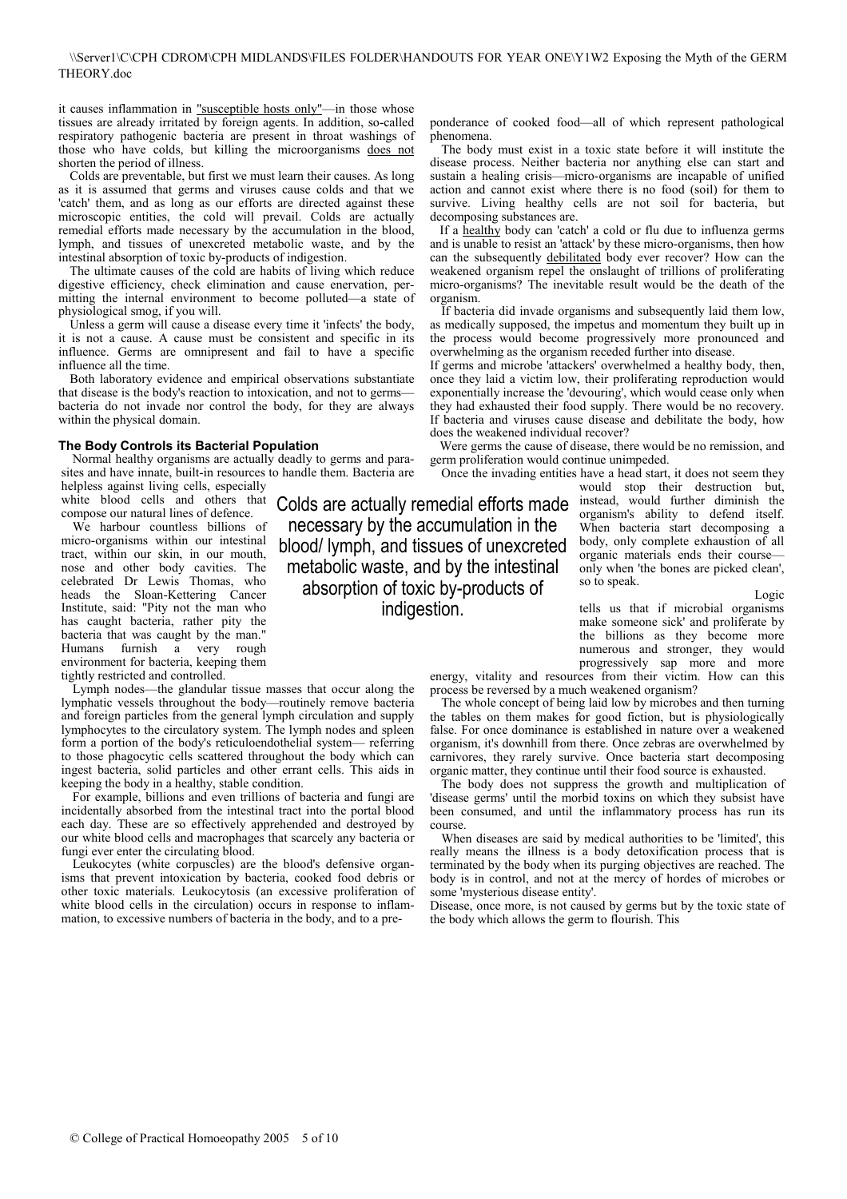it causes inflammation in "susceptible hosts only"—in those whose tissues are already irritated by foreign agents. In addition, so-called respiratory pathogenic bacteria are present in throat washings of those who have colds, but killing the microorganisms does not shorten the period of illness.

Colds are preventable, but first we must learn their causes. As long as it is assumed that germs and viruses cause colds and that we 'catch' them, and as long as our efforts are directed against these microscopic entities, the cold will prevail. Colds are actually remedial efforts made necessary by the accumulation in the blood, lymph, and tissues of unexcreted metabolic waste, and by the intestinal absorption of toxic by-products of indigestion.

The ultimate causes of the cold are habits of living which reduce digestive efficiency, check elimination and cause enervation, permitting the internal environment to become polluted—a state of physiological smog, if you will.

Unless a germ will cause a disease every time it 'infects' the body, it is not a cause. A cause must be consistent and specific in its influence. Germs are omnipresent and fail to have a specific influence all the time.

Both laboratory evidence and empirical observations substantiate that disease is the body's reaction to intoxication, and not to germs—bacteria do not invade nor control the body, for they are always within the physical domain.

### The Body Controls its Bacterial Population

Normal healthy organisms are actually deadly to germs and parasites and have innate, built-in resources to handle them. Bacteria are helpless against living cells, especially white blood cells and others that compose our natural lines of defence.

We harbour countless billions of micro-organisms within our intestinal tract, within our skin, in our mouth, nose and other body cavities. The celebrated Dr Lewis Thomas, who heads the Sloan-Kettering Cancer Institute, said: "Pity not the man who has caught bacteria, rather pity the bacteria that was caught by the man." Humans furnish a very rough environment for bacteria, keeping them tightly restricted and controlled.

Lymph nodes—the glandular tissue masses that occur along the lymphatic vessels throughout the body—routinely remove bacteria and foreign particles from the general lymph circulation and supply lymphocytes to the circulatory system. The lymph nodes and spleen form a portion of the body's reticuloendothelial system— referring to those phagocytic cells scattered throughout the body which can ingest bacteria, solid particles and other errant cells. This aids in keeping the body in a healthy, stable condition.

For example, billions and even trillions of bacteria and fungi are incidentally absorbed from the intestinal tract into the portal blood each day. These are so effectively apprehended and destroyed by our white blood cells and macrophages that scarcely any bacteria or fungi ever enter the circulating blood.

Leukocytes (white corpuscles) are the blood's defensive organisms that prevent intoxication by bacteria, cooked food debris or other toxic materials. Leukocytosis (an excessive proliferation of white blood cells in the circulation) occurs in response to inflammation, to excessive numbers of bacteria in the body, and to a preponderance of cooked food—all of which represent pathological phenomena.

> Colds are actually remedial efforts made necessary by the accumulation in the blood/ lymph, and tissues of unexcreted metabolic waste, and by the intestinal absorption of toxic by-products of indigestion.

The body must exist in a toxic state before it will institute the disease process. Neither bacteria nor anything else can start and sustain a healing crisis—micro-organisms are incapable of unified action and cannot exist where there is no food (soil) for them to survive. Living healthy cells are not soil for bacteria, but decomposing substances are.

If a healthy body can 'catch' a cold or flu due to influenza germs and is unable to resist an 'attack' by these micro-organisms, then how can the subsequently debilitated body ever recover? How can the weakened organism repel the onslaught of trillions of proliferating micro-organisms? The inevitable result would be the death of the organism.

If bacteria did invade organisms and subsequently laid them low, as medically supposed, the impetus and momentum they built up in the process would become progressively more pronounced and overwhelming as the organism receded further into disease.

If germs and microbe 'attackers' overwhelmed a healthy body, then, once they laid a victim low, their proliferating reproduction would exponentially increase the 'devouring', which would cease only when they had exhausted their food supply. There would be no recovery. If bacteria and viruses cause disease and debilitate the body, how does the weakened individual recover?

Were germs the cause of disease, there would be no remission, and germ proliferation would continue unimpeded.

Once the invading entities have a head start, it does not seem they would stop their destruction but, instead, would further diminish the organism's ability to defend itself. When bacteria start decomposing a body, only complete exhaustion of all organic materials ends their course—only when 'the bones are picked clean', so to speak.

Logic tells us that if microbial organisms make someone sick' and proliferate by the billions as they become more numerous and stronger, they would progressively sap more and more energy, vitality and resources from their victim. How can this process be reversed by a much weakened organism?

The whole concept of being laid low by microbes and then turning the tables on them makes for good fiction, but is physiologically false. For once dominance is established in nature over a weakened organism, it's downhill from there. Once zebras are overwhelmed by carnivores, they rarely survive. Once bacteria start decomposing organic matter, they continue until their food source is exhausted.

The body does not suppress the growth and multiplication of 'disease germs' until the morbid toxins on which they subsist have been consumed, and until the inflammatory process has run its course.

When diseases are said by medical authorities to be 'limited', this really means the illness is a body detoxification process that is terminated by the body when its purging objectives are reached. The body is in control, and not at the mercy of hordes of microbes or some 'mysterious disease entity'.

Disease, once more, is not caused by germs but by the toxic state of the body which allows the germ to flourish. This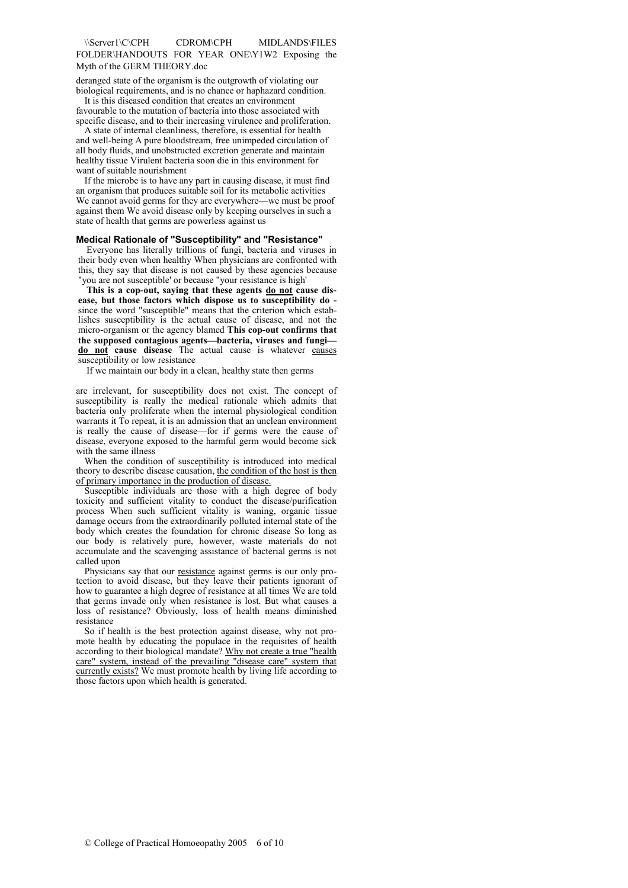deranged state of the organism is the outgrowth of violating our biological requirements, and is no chance or haphazard condition.

It is this diseased condition that creates an environment favourable to the mutation of bacteria into those associated with specific disease, and to their increasing virulence and proliferation.

A state of internal cleanliness, therefore, is essential for health and well-being A pure bloodstream, free unimpeded circulation of all body fluids, and unobstructed excretion generate and maintain healthy tissue Virulent bacteria soon die in this environment for want of suitable nourishment

If the microbe is to have any part in causing disease, it must find an organism that produces suitable soil for its metabolic activities We cannot avoid germs for they are everywhere—we must be proof against them We avoid disease only by keeping ourselves in such a state of health that germs are powerless against us

### Medical Rationale of "Susceptibility" and "Resistance"

Everyone has literally trillions of fungi, bacteria and viruses in their body even when healthy When physicians are confronted with this, they say that disease is not caused by these agencies because "you are not susceptible' or because "your resistance is high'

**This is a cop-out, saying that these agents do not cause disease, but those factors which dispose us to susceptibility do -** since the word "susceptible" means that the criterion which establishes susceptibility is the actual cause of disease, and not the micro-organism or the agency blamed **This cop-out confirms that the supposed contagious agents—bacteria, viruses and fungi—do not cause disease** The actual cause is whatever causes susceptibility or low resistance

If we maintain our body in a clean, healthy state then germs are irrelevant, for susceptibility does not exist. The concept of susceptibility is really the medical rationale which admits that bacteria only proliferate when the internal physiological condition warrants it To repeat, it is an admission that an unclean environment is really the cause of disease—for if germs were the cause of disease, everyone exposed to the harmful germ would become sick with the same illness

When the condition of susceptibility is introduced into medical theory to describe disease causation, the condition of the host is then of primary importance in the production of disease.

Susceptible individuals are those with a high degree of body toxicity and sufficient vitality to conduct the disease/purification process When such sufficient vitality is waning, organic tissue damage occurs from the extraordinarily polluted internal state of the body which creates the foundation for chronic disease So long as our body is relatively pure, however, waste materials do not accumulate and the scavenging assistance of bacterial germs is not called upon

Physicians say that our resistance against germs is our only protection to avoid disease, but they leave their patients ignorant of how to guarantee a high degree of resistance at all times We are told that germs invade only when resistance is lost. But what causes a loss of resistance? Obviously, loss of health means diminished resistance

So if health is the best protection against disease, why not promote health by educating the populace in the requisites of health according to their biological mandate? Why not create a true "health care" system, instead of the prevailing "disease care" system that currently exists? We must promote health by living life according to those factors upon which health is generated.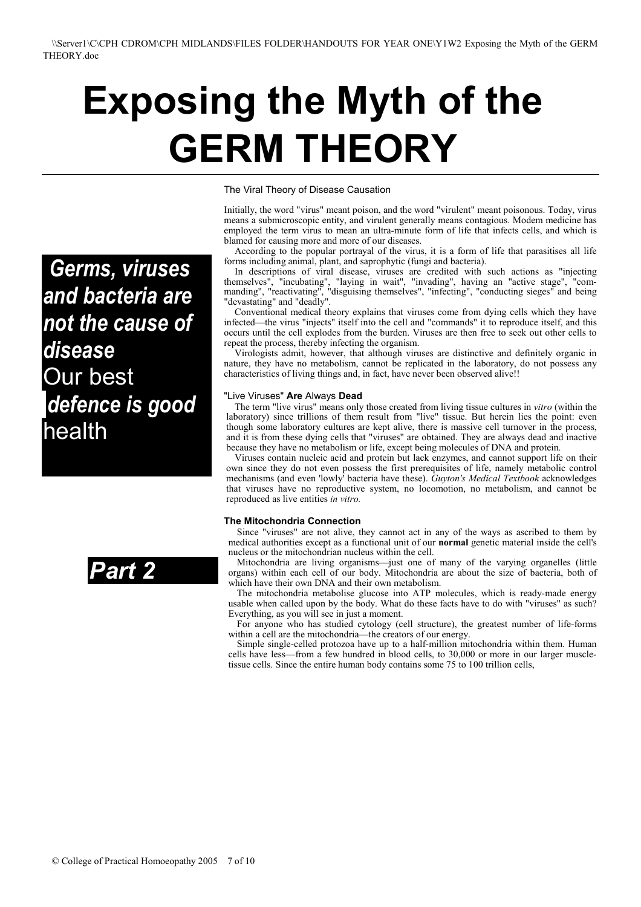\\Server1\C\CPH CDROM\CPH MIDLANDS\FILES FOLDER\HANDOUTS FOR YEAR ONE\Y1W2 Exposing the Myth of the GERM THEORY.doc

# Exposing the Myth of the GERM THEORY

***Germs, viruses and bacteria are not the cause of disease***
Our best ***defence is good*** health

***Part 2***

The Viral Theory of Disease Causation

Initially, the word "virus" meant poison, and the word "virulent" meant poisonous. Today, virus means a submicroscopic entity, and virulent generally means contagious. Modem medicine has employed the term virus to mean an ultra-minute form of life that infects cells, and which is blamed for causing more and more of our diseases.

According to the popular portrayal of the virus, it is a form of life that parasitises all life forms including animal, plant, and saprophytic (fungi and bacteria).

In descriptions of viral disease, viruses are credited with such actions as "injecting themselves", "incubating", "laying in wait", "invading", having an "active stage", "commanding", "reactivating", "disguising themselves", "infecting", "conducting sieges" and being "devastating" and "deadly".

Conventional medical theory explains that viruses come from dying cells which they have infected—the virus "injects" itself into the cell and "commands" it to reproduce itself, and this occurs until the cell explodes from the burden. Viruses are then free to seek out other cells to repeat the process, thereby infecting the organism.

Virologists admit, however, that although viruses are distinctive and definitely organic in nature, they have no metabolism, cannot be replicated in the laboratory, do not possess any characteristics of living things and, in fact, have never been observed alive!!

"Live Viruses" **Are** Always **Dead**

The term "live virus" means only those created from living tissue cultures in *vitro* (within the laboratory) since trillions of them result from "live" tissue. But herein lies the point: even though some laboratory cultures are kept alive, there is massive cell turnover in the process, and it is from these dying cells that "viruses" are obtained. They are always dead and inactive because they have no metabolism or life, except being molecules of DNA and protein.

Viruses contain nucleic acid and protein but lack enzymes, and cannot support life on their own since they do not even possess the first prerequisites of life, namely metabolic control mechanisms (and even 'lowly' bacteria have these). *Guyton's Medical Textbook* acknowledges that viruses have no reproductive system, no locomotion, no metabolism, and cannot be reproduced as live entities *in vitro.*

**The Mitochondria Connection**

Since "viruses" are not alive, they cannot act in any of the ways as ascribed to them by medical authorities except as a functional unit of our **normal** genetic material inside the cell's nucleus or the mitochondrian nucleus within the cell.

Mitochondria are living organisms—just one of many of the varying organelles (little organs) within each cell of our body. Mitochondria are about the size of bacteria, both of which have their own DNA and their own metabolism.

The mitochondria metabolise glucose into ATP molecules, which is ready-made energy usable when called upon by the body. What do these facts have to do with "viruses" as such? Everything, as you will see in just a moment.

For anyone who has studied cytology (cell structure), the greatest number of life-forms within a cell are the mitochondria—the creators of our energy.

Simple single-celled protozoa have up to a half-million mitochondria within them. Human cells have less—from a few hundred in blood cells, to 30,000 or more in our larger muscle-tissue cells. Since the entire human body contains some 75 to 100 trillion cells,

© College of Practical Homoeopathy 2005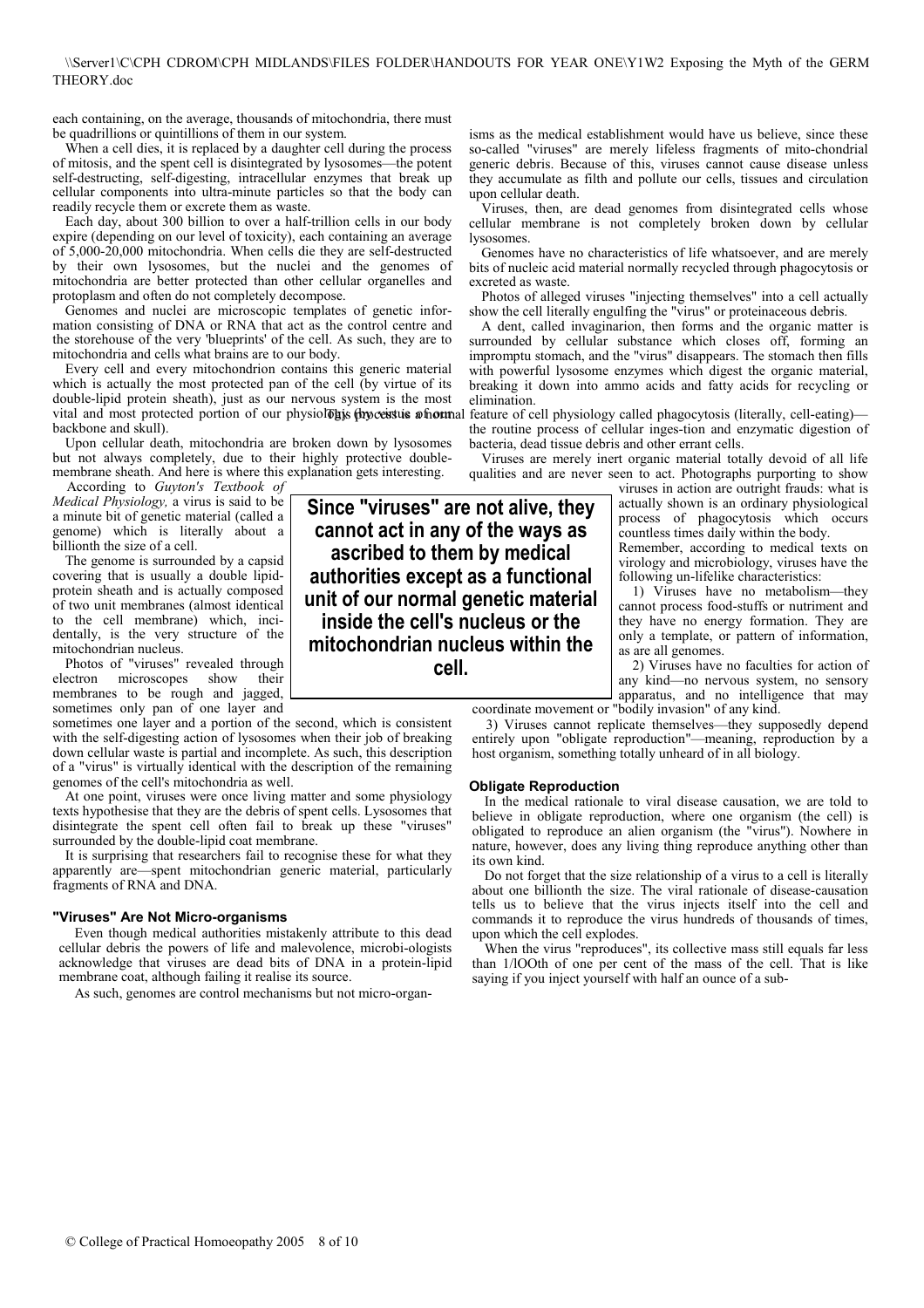each containing, on the average, thousands of mitochondria, there must be quadrillions or quintillions of them in our system.

When a cell dies, it is replaced by a daughter cell during the process of mitosis, and the spent cell is disintegrated by lysosomes—the potent self-destructing, self-digesting, intracellular enzymes that break up cellular components into ultra-minute particles so that the body can readily recycle them or excrete them as waste.

Each day, about 300 billion to over a half-trillion cells in our body expire (depending on our level of toxicity), each containing an average of 5,000-20,000 mitochondria. When cells die they are self-destructed by their own lysosomes, but the nuclei and the genomes of mitochondria are better protected than other cellular organelles and protoplasm and often do not completely decompose.

Genomes and nuclei are microscopic templates of genetic information consisting of DNA or RNA that act as the control centre and the storehouse of the very 'blueprints' of the cell. As such, they are to mitochondria and cells what brains are to our body.

Every cell and every mitochondrion contains this generic material which is actually the most protected pan of the cell (by virtue of its double-lipid protein sheath), just as our nervous system is the most vital and most protected portion of our physiology (by virtue of our backbone and skull).

Upon cellular death, mitochondria are broken down by lysosomes but not always completely, due to their highly protective double-membrane sheath. And here is where this explanation gets interesting.

According to *Guyton's Textbook of Medical Physiology,* a virus is said to be a minute bit of genetic material (called a genome) which is literally about a billionth the size of a cell.

The genome is surrounded by a capsid covering that is usually a double lipid-protein sheath and is actually composed of two unit membranes (almost identical to the cell membrane) which, incidentally, is the very structure of the mitochondrian nucleus.

**Since "viruses" are not alive, they cannot act in any of the ways as ascribed to them by medical authorities except as a functional unit of our normal genetic material inside the cell's nucleus or the mitochondrian nucleus within the cell.**

Photos of "viruses" revealed through electron microscopes show their membranes to be rough and jagged, sometimes only pan of one layer and sometimes one layer and a portion of the second, which is consistent with the self-digesting action of lysosomes when their job of breaking down cellular waste is partial and incomplete. As such, this description of a "virus" is virtually identical with the description of the remaining genomes of the cell's mitochondria as well.

At one point, viruses were once living matter and some physiology texts hypothesise that they are the debris of spent cells. Lysosomes that disintegrate the spent cell often fail to break up these "viruses" surrounded by the double-lipid coat membrane.

It is surprising that researchers fail to recognise these for what they apparently are—spent mitochondrian generic material, particularly fragments of RNA and DNA.

#### "Viruses" Are Not Micro-organisms

Even though medical authorities mistakenly attribute to this dead cellular debris the powers of life and malevolence, microbi-ologists acknowledge that viruses are dead bits of DNA in a protein-lipid membrane coat, although failing it realise its source.

As such, genomes are control mechanisms but not micro-organisms as the medical establishment would have us believe, since these so-called "viruses" are merely lifeless fragments of mito-chondrial generic debris. Because of this, viruses cannot cause disease unless they accumulate as filth and pollute our cells, tissues and circulation upon cellular death.

Viruses, then, are dead genomes from disintegrated cells whose cellular membrane is not completely broken down by cellular lysosomes.

Genomes have no characteristics of life whatsoever, and are merely bits of nucleic acid material normally recycled through phagocytosis or excreted as waste.

Photos of alleged viruses "injecting themselves" into a cell actually show the cell literally engulfing the "virus" or proteinaceous debris.

A dent, called invaginarion, then forms and the organic matter is surrounded by cellular substance which closes off, forming an impromptu stomach, and the "virus" disappears. The stomach then fills with powerful lysosome enzymes which digest the organic material, breaking it down into ammo acids and fatty acids for recycling or elimination.

This process is a normal feature of cell physiology called phagocytosis (literally, cell-eating)—the routine process of cellular inges-tion and enzymatic digestion of bacteria, dead tissue debris and other errant cells.

Viruses are merely inert organic material totally devoid of all life qualities and are never seen to act. Photographs purporting to show viruses in action are outright frauds: what is actually shown is an ordinary physiological process of phagocytosis which occurs countless times daily within the body.

Remember, according to medical texts on virology and microbiology, viruses have the following un-lifelike characteristics:

1) Viruses have no metabolism—they cannot process food-stuffs or nutriment and they have no energy formation. They are only a template, or pattern of information, as are all genomes.

2) Viruses have no faculties for action of any kind—no nervous system, no sensory apparatus, and no intelligence that may coordinate movement or "bodily invasion" of any kind.

3) Viruses cannot replicate themselves—they supposedly depend entirely upon "obligate reproduction"—meaning, reproduction by a host organism, something totally unheard of in all biology.

#### Obligate Reproduction

In the medical rationale to viral disease causation, we are told to believe in obligate reproduction, where one organism (the cell) is obligated to reproduce an alien organism (the "virus"). Nowhere in nature, however, does any living thing reproduce anything other than its own kind.

Do not forget that the size relationship of a virus to a cell is literally about one billionth the size. The viral rationale of disease-causation tells us to believe that the virus injects itself into the cell and commands it to reproduce the virus hundreds of thousands of times, upon which the cell explodes.

When the virus "reproduces", its collective mass still equals far less than 1/lOOth of one per cent of the mass of the cell. That is like saying if you inject yourself with half an ounce of a sub-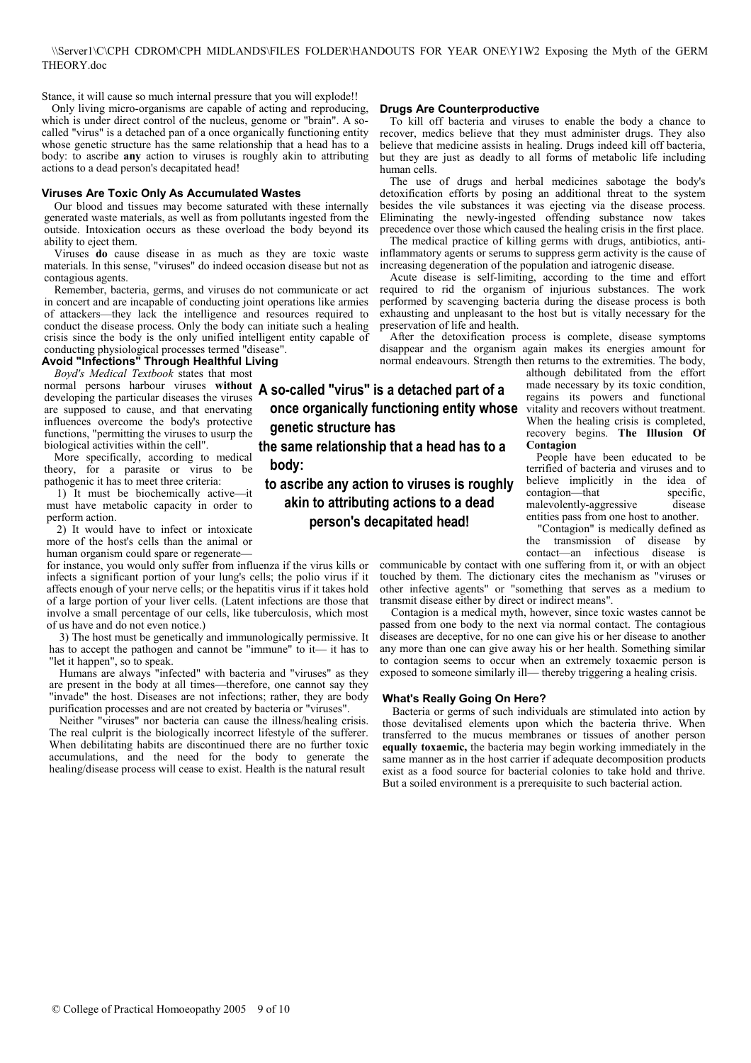Stance, it will cause so much internal pressure that you will explode!!

Only living micro-organisms are capable of acting and reproducing, which is under direct control of the nucleus, genome or "brain". A so-called "virus" is a detached pan of a once organically functioning entity whose genetic structure has the same relationship that a head has to a body: to ascribe **any** action to viruses is roughly akin to attributing actions to a dead person's decapitated head!

### Viruses Are Toxic Only As Accumulated Wastes

Our blood and tissues may become saturated with these internally generated waste materials, as well as from pollutants ingested from the outside. Intoxication occurs as these overload the body beyond its ability to eject them.

Viruses **do** cause disease in as much as they are toxic waste materials. In this sense, "viruses" do indeed occasion disease but not as contagious agents.

Remember, bacteria, germs, and viruses do not communicate or act in concert and are incapable of conducting joint operations like armies of attackers—they lack the intelligence and resources required to conduct the disease process. Only the body can initiate such a healing crisis since the body is the only unified intelligent entity capable of conducting physiological processes termed "disease".

### Avoid "Infections" Through Healthful Living

*Boyd's Medical Textbook* states that most normal persons harbour viruses **without** developing the particular diseases the viruses are supposed to cause, and that enervating influences overcome the body's protective functions, "permitting the viruses to usurp the biological activities within the cell".

More specifically, according to medical theory, for a parasite or virus to be pathogenic it has to meet three criteria:

1) It must be biochemically active—it must have metabolic capacity in order to perform action.

2) It would have to infect or intoxicate more of the host's cells than the animal or human organism could spare or regenerate—for instance, you would only suffer from influenza if the virus kills or infects a significant portion of your lung's cells; the polio virus if it affects enough of your nerve cells; or the hepatitis virus if it takes hold of a large portion of your liver cells. (Latent infections are those that involve a small percentage of our cells, like tuberculosis, which most of us have and do not even notice.)

3) The host must be genetically and immunologically permissive. It has to accept the pathogen and cannot be "immune" to it— it has to "let it happen", so to speak.

Humans are always "infected" with bacteria and "viruses" as they are present in the body at all times—therefore, one cannot say they "invade" the host. Diseases are not infections; rather, they are body purification processes and are not created by bacteria or "viruses".

Neither "viruses" nor bacteria can cause the illness/healing crisis. The real culprit is the biologically incorrect lifestyle of the sufferer. When debilitating habits are discontinued there are no further toxic accumulations, and the need for the body to generate the healing/disease process will cease to exist. Health is the natural result

**A so-called "virus" is a detached part of a once organically functioning entity whose genetic structure has the same relationship that a head has to a body: to ascribe any action to viruses is roughly akin to attributing actions to a dead person's decapitated head!**

### Drugs Are Counterproductive

To kill off bacteria and viruses to enable the body a chance to recover, medics believe that they must administer drugs. They also believe that medicine assists in healing. Drugs indeed kill off bacteria, but they are just as deadly to all forms of metabolic life including human cells.

The use of drugs and herbal medicines sabotage the body's detoxification efforts by posing an additional threat to the system besides the vile substances it was ejecting via the disease process. Eliminating the newly-ingested offending substance now takes precedence over those which caused the healing crisis in the first place.

The medical practice of killing germs with drugs, antibiotics, anti-inflammatory agents or serums to suppress germ activity is the cause of increasing degeneration of the population and iatrogenic disease.

Acute disease is self-limiting, according to the time and effort required to rid the organism of injurious substances. The work performed by scavenging bacteria during the disease process is both exhausting and unpleasant to the host but is vitally necessary for the preservation of life and health.

After the detoxification process is complete, disease symptoms disappear and the organism again makes its energies amount for normal endeavours. Strength then returns to the extremities. The body, although debilitated from the effort made necessary by its toxic condition, regains its powers and functional vitality and recovers without treatment. When the healing crisis is completed, recovery begins.

### The Illusion Of Contagion

People have been educated to be terrified of bacteria and viruses and to believe implicitly in the idea of contagion—that specific, malevolently-aggressive disease entities pass from one host to another.

"Contagion" is medically defined as the transmission of disease by contact—an infectious disease is communicable by contact with one suffering from it, or with an object touched by them. The dictionary cites the mechanism as "viruses or other infective agents" or "something that serves as a medium to transmit disease either by direct or indirect means".

Contagion is a medical myth, however, since toxic wastes cannot be passed from one body to the next via normal contact. The contagious diseases are deceptive, for no one can give his or her disease to another any more than one can give away his or her health. Something similar to contagion seems to occur when an extremely toxaemic person is exposed to someone similarly ill— thereby triggering a healing crisis.

### What's Really Going On Here?

Bacteria or germs of such individuals are stimulated into action by those devitalised elements upon which the bacteria thrive. When transferred to the mucus membranes or tissues of another person **equally toxaemic,** the bacteria may begin working immediately in the same manner as in the host carrier if adequate decomposition products exist as a food source for bacterial colonies to take hold and thrive. But a soiled environment is a prerequisite to such bacterial action.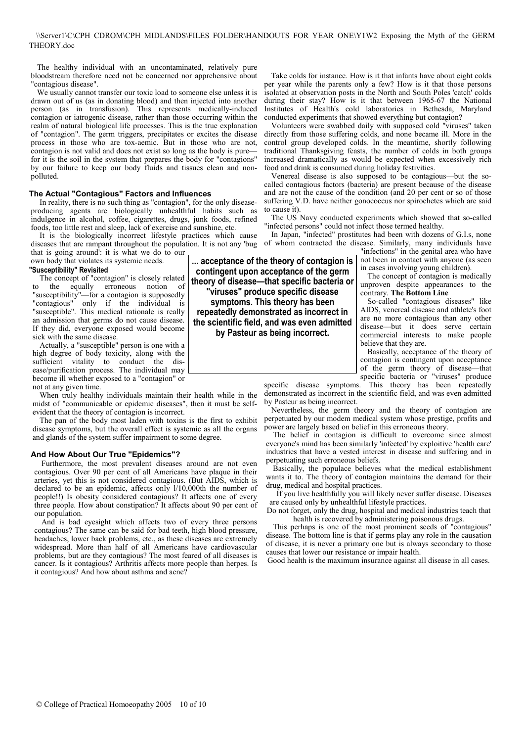The healthy individual with an uncontaminated, relatively pure bloodstream therefore need not be concerned nor apprehensive about "contagious disease".

We usually cannot transfer our toxic load to someone else unless it is drawn out of us (as in donating blood) and then injected into another person (as in transfusion). This represents medically-induced contagion or iatrogenic disease, rather than those occurring within the realm of natural biological life processes. This is the true explanation of "contagion". The germ triggers, precipitates or excites the disease process in those who are tox-aemic. But in those who are not, contagion is not valid and does not exist so long as the body is pure—for it is the soil in the system that prepares the body for "contagions" by our failure to keep our body fluids and tissues clean and non-polluted.

### The Actual "Contagious" Factors and Influences

In reality, there is no such thing as "contagion", for the only disease-producing agents are biologically unhealthful habits such as indulgence in alcohol, coffee, cigarettes, drugs, junk foods, refined foods, too little rest and sleep, lack of exercise and sunshine, etc.

It is the biologically incorrect lifestyle practices which cause diseases that are rampant throughout the population. It is not any 'bug that is going around': it is what we do to our own body that violates its systemic needs.

### "Susceptibility" Revisited

The concept of "contagion" is closely related to the equally erroneous notion of "susceptibility"—for a contagion is supposedly "contagious" only if the individual is "susceptible". This medical rationale is really an admission that germs do not cause disease. If they did, everyone exposed would become sick with the same disease.

Actually, a "susceptible" person is one with a high degree of body toxicity, along with the sufficient vitality to conduct the dis-ease/purification process. The individual may become ill whether exposed to a "contagion" or not at any given time.

When truly healthy individuals maintain their health while in the midst of "communicable or epidemic diseases", then it must be self-evident that the theory of contagion is incorrect.

The pan of the body most laden with toxins is the first to exhibit disease symptoms, but the overall effect is systemic as all the organs and glands of the system suffer impairment to some degree.

### And How About Our True "Epidemics"?

Furthermore, the most prevalent diseases around are not even contagious. Over 90 per cent of all Americans have plaque in their arteries, yet this is not considered contagious. (But AIDS, which is declared to be an epidemic, affects only l/10,000th the number of people!!) Is obesity considered contagious? It affects one of every three people. How about constipation? It affects about 90 per cent of our population.

And is bad eyesight which affects two of every three persons contagious? The same can be said for bad teeth, high blood pressure, headaches, lower back problems, etc., as these diseases are extremely widespread. More than half of all Americans have cardiovascular problems, but are they contagious? The most feared of all diseases is cancer. Is it contagious? Arthritis affects more people than herpes. Is it contagious? And how about asthma and acne?

> **... acceptance of the theory of contagion is contingent upon acceptance of the germ theory of disease—that specific bacteria or "viruses" produce specific disease symptoms. This theory has been repeatedly demonstrated as incorrect in the scientific field, and was even admitted by Pasteur as being incorrect.**

Take colds for instance. How is it that infants have about eight colds per year while the parents only a few? How is it that those persons isolated at observation posts in the North and South Poles 'catch' colds during their stay? How is it that between 1965-67 the National Institutes of Health's cold laboratories in Bethesda, Maryland conducted experiments that showed everything but contagion?

Volunteers were swabbed daily with supposed cold "viruses" taken directly from those suffering colds, and none became ill. More in the control group developed colds. In the meantime, shortly following traditional Thanksgiving feasts, the number of colds in both groups increased dramatically as would be expected when excessively rich food and drink is consumed during holiday festivities.

Venereal disease is also supposed to be contagious—but the so-called contagious factors (bacteria) are present because of the disease and are not the cause of the condition (and 20 per cent or so of those suffering V.D. have neither gonococcus nor spirochetes which are said to cause it).

The US Navy conducted experiments which showed that so-called "infected persons" could not infect those termed healthy.

In Japan, "infected" prostitutes had been with dozens of G.I.s, none of whom contracted the disease. Similarly, many individuals have "infections" in the genital area who have not been in contact with anyone (as seen in cases involving young children).

The concept of contagion is medically unproven despite appearances to the contrary.

### The Bottom Line

So-called "contagious diseases" like AIDS, venereal disease and athlete's foot are no more contagious than any other disease—but it does serve certain commercial interests to make people believe that they are.

Basically, acceptance of the theory of contagion is contingent upon acceptance of the germ theory of disease—that specific bacteria or "viruses" produce specific disease symptoms. This theory has been repeatedly demonstrated as incorrect in the scientific field, and was even admitted by Pasteur as being incorrect.

Nevertheless, the germ theory and the theory of contagion are perpetuated by our modem medical system whose prestige, profits and power are largely based on belief in this erroneous theory.

The belief in contagion is difficult to overcome since almost everyone's mind has been similarly 'infected' by exploitive 'health care' industries that have a vested interest in disease and suffering and in perpetuating such erroneous beliefs.

Basically, the populace believes what the medical establishment wants it to. The theory of contagion maintains the demand for their drug, medical and hospital practices.

If you live healthfully you will likely never suffer disease. Diseases are caused only by unhealthful lifestyle practices.

Do not forget, only the drug, hospital and medical industries teach that health is recovered by administering poisonous drugs.

This perhaps is one of the most prominent seeds of "contagious" disease. The bottom line is that if germs play any role in the causation of disease, it is never a primary one but is always secondary to those causes that lower our resistance or impair health.

Good health is the maximum insurance against all disease in all cases.